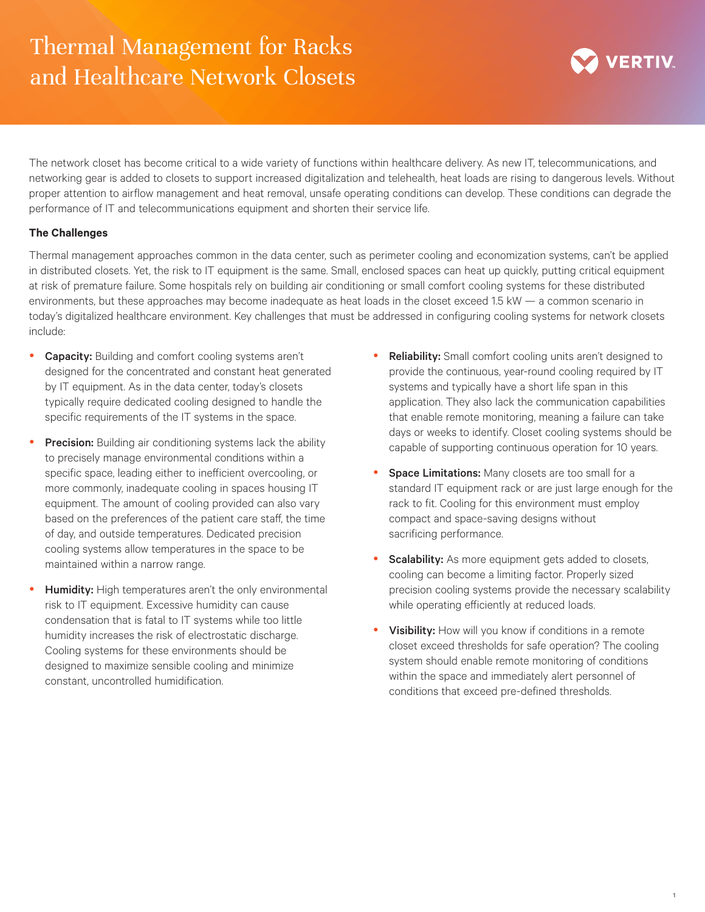# Thermal Management for Racks and Healthcare Network Closets

The network closet has become critical to a wide variety of functions within healthcare delivery. As new IT, telecommunications, and networking gear is added to closets to support increased digitalization and telehealth, heat loads are rising to dangerous levels. Without proper attention to airflow management and heat removal, unsafe operating conditions can develop. These conditions can degrade the performance of IT and telecommunications equipment and shorten their service life.

**The Challenges**

Thermal management approaches common in the data center, such as perimeter cooling and economization systems, can't be applied in distributed closets. Yet, the risk to IT equipment is the same. Small, enclosed spaces can heat up quickly, putting critical equipment at risk of premature failure. Some hospitals rely on building air conditioning or small comfort cooling systems for these distributed environments, but these approaches may become inadequate as heat loads in the closet exceed 1.5 kW — a common scenario in today's digitalized healthcare environment. Key challenges that must be addressed in configuring cooling systems for network closets include:

- **Capacity:** Building and comfort cooling systems aren't designed for the concentrated and constant heat generated by IT equipment. As in the data center, today's closets typically require dedicated cooling designed to handle the specific requirements of the IT systems in the space.
- **Precision:** Building air conditioning systems lack the ability to precisely manage environmental conditions within a specific space, leading either to inefficient overcooling, or more commonly, inadequate cooling in spaces housing IT equipment. The amount of cooling provided can also vary based on the preferences of the patient care staff, the time of day, and outside temperatures. Dedicated precision cooling systems allow temperatures in the space to be maintained within a narrow range.
- **Humidity:** High temperatures aren't the only environmental risk to IT equipment. Excessive humidity can cause condensation that is fatal to IT systems while too little humidity increases the risk of electrostatic discharge. Cooling systems for these environments should be designed to maximize sensible cooling and minimize constant, uncontrolled humidification.
- **Reliability:** Small comfort cooling units aren't designed to provide the continuous, year-round cooling required by IT systems and typically have a short life span in this application. They also lack the communication capabilities that enable remote monitoring, meaning a failure can take days or weeks to identify. Closet cooling systems should be capable of supporting continuous operation for 10 years.
- **Space Limitations:** Many closets are too small for a standard IT equipment rack or are just large enough for the rack to fit. Cooling for this environment must employ compact and space-saving designs without sacrificing performance.
- **Scalability:** As more equipment gets added to closets, cooling can become a limiting factor. Properly sized precision cooling systems provide the necessary scalability while operating efficiently at reduced loads.
- **Visibility:** How will you know if conditions in a remote closet exceed thresholds for safe operation? The cooling system should enable remote monitoring of conditions within the space and immediately alert personnel of conditions that exceed pre-defined thresholds.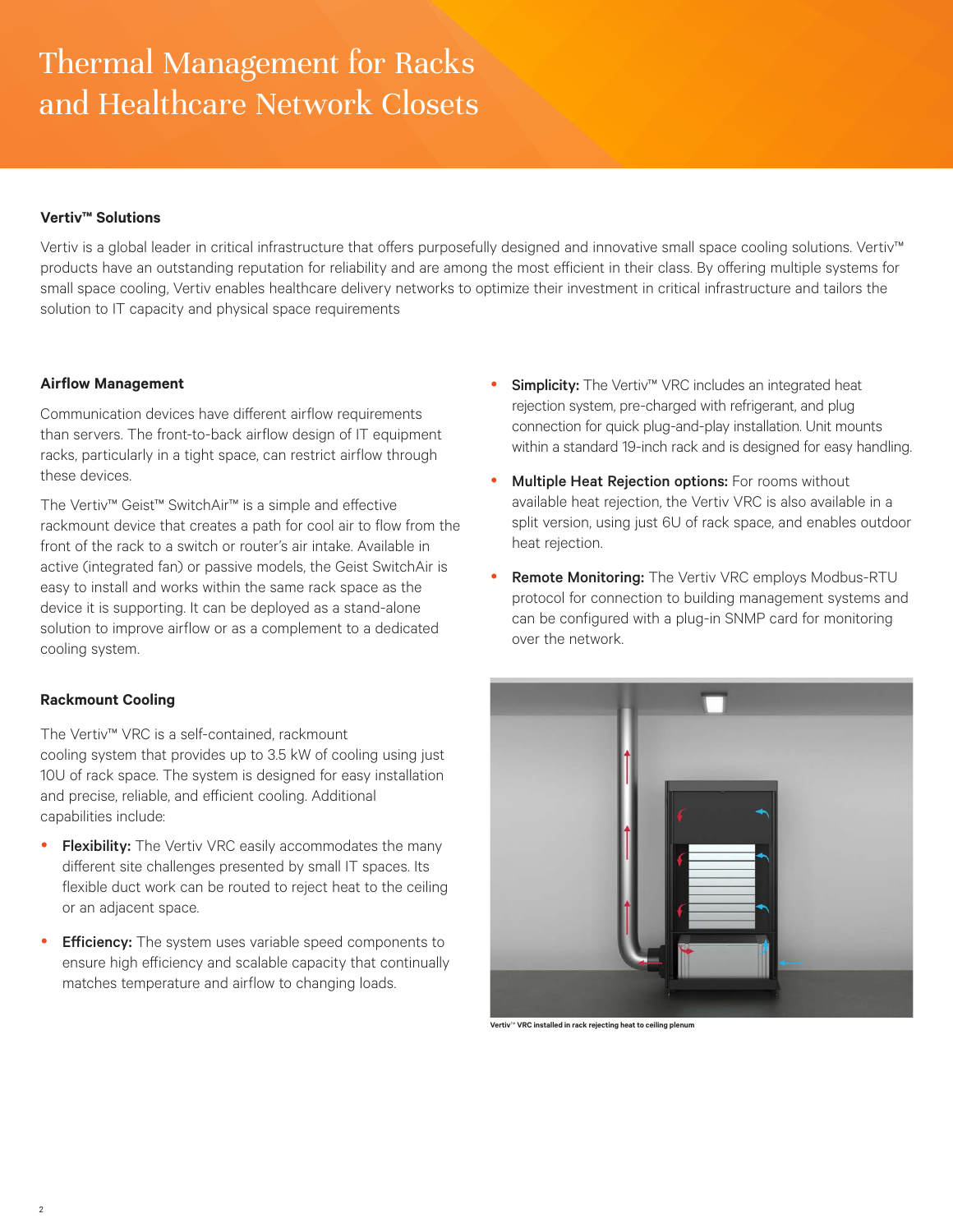# Thermal Management for Racks and Healthcare Network Closets

### Vertiv™ Solutions

Vertiv is a global leader in critical infrastructure that offers purposefully designed and innovative small space cooling solutions. Vertiv™ products have an outstanding reputation for reliability and are among the most efficient in their class. By offering multiple systems for small space cooling, Vertiv enables healthcare delivery networks to optimize their investment in critical infrastructure and tailors the solution to IT capacity and physical space requirements

### Airflow Management

Communication devices have different airflow requirements than servers. The front-to-back airflow design of IT equipment racks, particularly in a tight space, can restrict airflow through these devices.

The Vertiv™ Geist™ SwitchAir™ is a simple and effective rackmount device that creates a path for cool air to flow from the front of the rack to a switch or router's air intake. Available in active (integrated fan) or passive models, the Geist SwitchAir is easy to install and works within the same rack space as the device it is supporting. It can be deployed as a stand-alone solution to improve airflow or as a complement to a dedicated cooling system.

### Rackmount Cooling

The Vertiv™ VRC is a self-contained, rackmount cooling system that provides up to 3.5 kW of cooling using just 10U of rack space. The system is designed for easy installation and precise, reliable, and efficient cooling. Additional capabilities include:

- **Flexibility:** The Vertiv VRC easily accommodates the many different site challenges presented by small IT spaces. Its flexible duct work can be routed to reject heat to the ceiling or an adjacent space.
- **Efficiency:** The system uses variable speed components to ensure high efficiency and scalable capacity that continually matches temperature and airflow to changing loads.
- **Simplicity:** The Vertiv™ VRC includes an integrated heat rejection system, pre-charged with refrigerant, and plug connection for quick plug-and-play installation. Unit mounts within a standard 19-inch rack and is designed for easy handling.
- **Multiple Heat Rejection options:** For rooms without available heat rejection, the Vertiv VRC is also available in a split version, using just 6U of rack space, and enables outdoor heat rejection.
- **Remote Monitoring:** The Vertiv VRC employs Modbus-RTU protocol for connection to building management systems and can be configured with a plug-in SNMP card for monitoring over the network.

Vertiv™ VRC installed in rack rejecting heat to ceiling plenum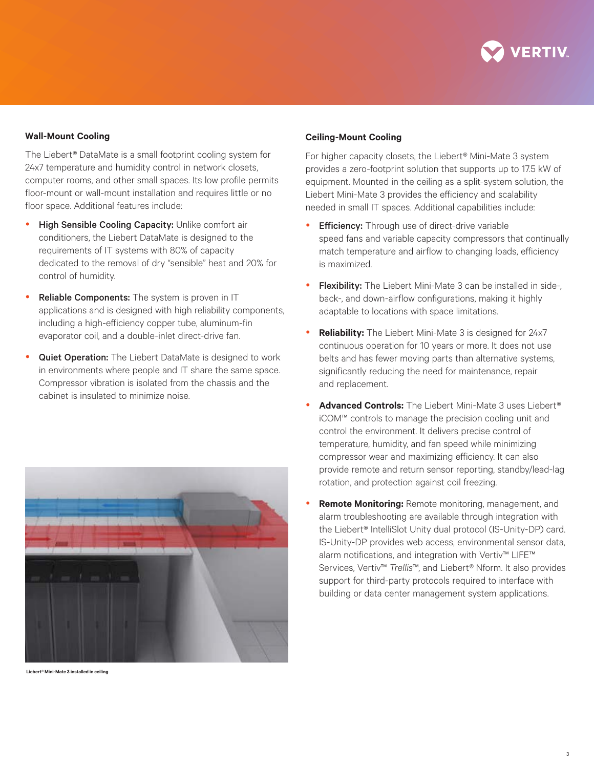### Wall-Mount Cooling

The Liebert® DataMate is a small footprint cooling system for 24x7 temperature and humidity control in network closets, computer rooms, and other small spaces. Its low profile permits floor-mount or wall-mount installation and requires little or no floor space. Additional features include:

- **High Sensible Cooling Capacity:** Unlike comfort air conditioners, the Liebert DataMate is designed to the requirements of IT systems with 80% of capacity dedicated to the removal of dry "sensible" heat and 20% for control of humidity.
- **Reliable Components:** The system is proven in IT applications and is designed with high reliability components, including a high-efficiency copper tube, aluminum-fin evaporator coil, and a double-inlet direct-drive fan.
- **Quiet Operation:** The Liebert DataMate is designed to work in environments where people and IT share the same space. Compressor vibration is isolated from the chassis and the cabinet is insulated to minimize noise.

Liebert® Mini-Mate 3 installed in ceiling

### Ceiling-Mount Cooling

For higher capacity closets, the Liebert® Mini-Mate 3 system provides a zero-footprint solution that supports up to 17.5 kW of equipment. Mounted in the ceiling as a split-system solution, the Liebert Mini-Mate 3 provides the efficiency and scalability needed in small IT spaces. Additional capabilities include:

- **Efficiency:** Through use of direct-drive variable speed fans and variable capacity compressors that continually match temperature and airflow to changing loads, efficiency is maximized.
- **Flexibility:** The Liebert Mini-Mate 3 can be installed in side-, back-, and down-airflow configurations, making it highly adaptable to locations with space limitations.
- **Reliability:** The Liebert Mini-Mate 3 is designed for 24x7 continuous operation for 10 years or more. It does not use belts and has fewer moving parts than alternative systems, significantly reducing the need for maintenance, repair and replacement.
- **Advanced Controls:** The Liebert Mini-Mate 3 uses Liebert® iCOM™ controls to manage the precision cooling unit and control the environment. It delivers precise control of temperature, humidity, and fan speed while minimizing compressor wear and maximizing efficiency. It can also provide remote and return sensor reporting, standby/lead-lag rotation, and protection against coil freezing.
- **Remote Monitoring:** Remote monitoring, management, and alarm troubleshooting are available through integration with the Liebert® IntelliSlot Unity dual protocol (IS-Unity-DP) card. IS-Unity-DP provides web access, environmental sensor data, alarm notifications, and integration with Vertiv™ LIFE™ Services, Vertiv™ *Trellis*™, and Liebert® Nform. It also provides support for third-party protocols required to interface with building or data center management system applications.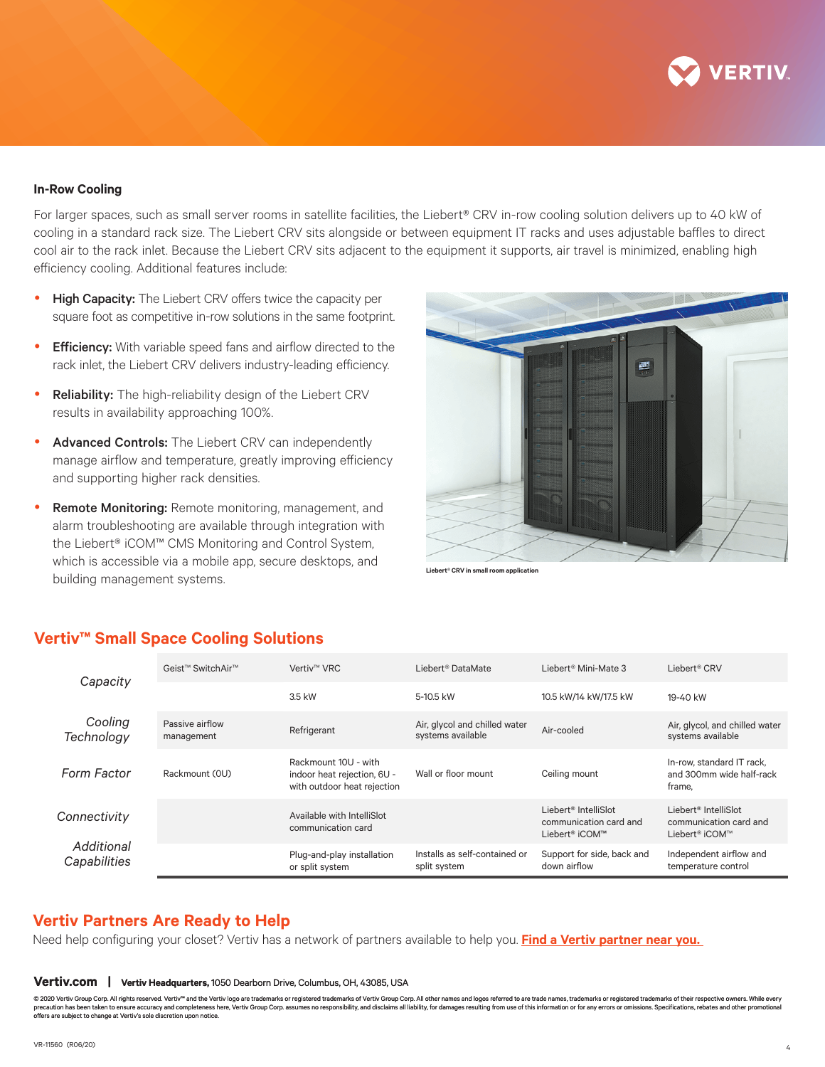## In-Row Cooling

For larger spaces, such as small server rooms in satellite facilities, the Liebert® CRV in-row cooling solution delivers up to 40 kW of cooling in a standard rack size. The Liebert CRV sits alongside or between equipment IT racks and uses adjustable baffles to direct cool air to the rack inlet. Because the Liebert CRV sits adjacent to the equipment it supports, air travel is minimized, enabling high efficiency cooling. Additional features include:

- **High Capacity:** The Liebert CRV offers twice the capacity per square foot as competitive in-row solutions in the same footprint.
- **Efficiency:** With variable speed fans and airflow directed to the rack inlet, the Liebert CRV delivers industry-leading efficiency.
- **Reliability:** The high-reliability design of the Liebert CRV results in availability approaching 100%.
- **Advanced Controls:** The Liebert CRV can independently manage airflow and temperature, greatly improving efficiency and supporting higher rack densities.
- **Remote Monitoring:** Remote monitoring, management, and alarm troubleshooting are available through integration with the Liebert® iCOM™ CMS Monitoring and Control System, which is accessible via a mobile app, secure desktops, and building management systems.

Liebert® CRV in small room application

## Vertiv™ Small Space Cooling Solutions

| | Geist™ SwitchAir™ | Vertiv™ VRC | Liebert® DataMate | Liebert® Mini-Mate 3 | Liebert® CRV |
|---|---|---|---|---|---|
| *Capacity* | | 3.5 kW | 5-10.5 kW | 10.5 kW/14 kW/17.5 kW | 19-40 kW |
| *Cooling Technology* | Passive airflow management | Refrigerant | Air, glycol and chilled water systems available | Air-cooled | Air, glycol, and chilled water systems available |
| *Form Factor* | Rackmount (0U) | Rackmount 10U - with indoor heat rejection, 6U - with outdoor heat rejection | Wall or floor mount | Ceiling mount | In-row, standard IT rack, and 300mm wide half-rack frame, |
| *Connectivity* | | Available with IntelliSlot communication card | | Liebert® IntelliSlot communication card and Liebert® iCOM™ | Liebert® IntelliSlot communication card and Liebert® iCOM™ |
| *Additional Capabilities* | | Plug-and-play installation or split system | Installs as self-contained or split system | Support for side, back and down airflow | Independent airflow and temperature control |

## Vertiv Partners Are Ready to Help

Need help configuring your closet? Vertiv has a network of partners available to help you. **Find a Vertiv partner near you.**

**Vertiv.com** | **Vertiv Headquarters,** 1050 Dearborn Drive, Columbus, OH, 43085, USA

© 2020 Vertiv Group Corp. All rights reserved. Vertiv™ and the Vertiv logo are trademarks or registered trademarks of Vertiv Group Corp. All other names and logos referred to are trade names, trademarks or registered trademarks of their respective owners. While every precaution has been taken to ensure accuracy and completeness here, Vertiv Group Corp. assumes no responsibility, and disclaims all liability, for damages resulting from use of this information or for any errors or omissions. Specifications, rebates and other promotional offers are subject to change at Vertiv's sole discretion upon notice.

VR-11560 (R06/20)